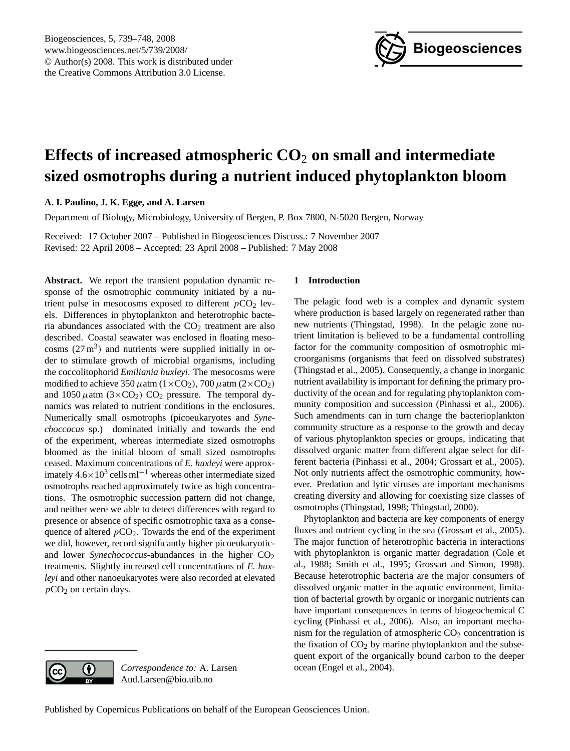# Effects of increased atmospheric $CO_2$ on small and intermediate sized osmotrophs during a nutrient induced phytoplankton bloom

**A. I. Paulino, J. K. Egge, and A. Larsen**

Department of Biology, Microbiology, University of Bergen, P. Box 7800, N-5020 Bergen, Norway

Received: 17 October 2007 – Published in Biogeosciences Discuss.: 7 November 2007
Revised: 22 April 2008 – Accepted: 23 April 2008 – Published: 7 May 2008

**Abstract.** We report the transient population dynamic response of the osmotrophic community initiated by a nutrient pulse in mesocosms exposed to different $pCO_2$ levels. Differences in phytoplankton and heterotrophic bacteria abundances associated with the $CO_2$ treatment are also described. Coastal seawater was enclosed in floating mesocosms ($27\,m^3$) and nutrients were supplied initially in order to stimulate growth of microbial organisms, including the coccolitophorid *Emiliania huxleyi*. The mesocosms were modified to achieve 350 $\mu$atm ($1\times CO_2$), 700 $\mu$atm ($2\times CO_2$) and 1050 $\mu$atm ($3\times CO_2$) $CO_2$ pressure. The temporal dynamics was related to nutrient conditions in the enclosures. Numerically small osmotrophs (picoeukaryotes and *Synechoccocus* sp.) dominated initially and towards the end of the experiment, whereas intermediate sized osmotrophs bloomed as the initial bloom of small sized osmotrophs ceased. Maximum concentrations of *E. huxleyi* were approximately $4.6\times 10^3$ cells $ml^{-1}$ whereas other intermediate sized osmotrophs reached approximately twice as high concentrations. The osmotrophic succession pattern did not change, and neither were we able to detect differences with regard to presence or absence of specific osmotrophic taxa as a consequence of altered $pCO_2$. Towards the end of the experiment we did, however, record significantly higher picoeukaryotic- and lower *Synechococcus*-abundances in the higher $CO_2$ treatments. Slightly increased cell concentrations of *E. huxleyi* and other nanoeukaryotes were also recorded at elevated $pCO_2$ on certain days.

## 1 Introduction

The pelagic food web is a complex and dynamic system where production is based largely on regenerated rather than new nutrients (Thingstad, 1998). In the pelagic zone nutrient limitation is believed to be a fundamental controlling factor for the community composition of osmotrophic microorganisms (organisms that feed on dissolved substrates) (Thingstad et al., 2005). Consequently, a change in inorganic nutrient availability is important for defining the primary productivity of the ocean and for regulating phytoplankton community composition and succession (Pinhassi et al., 2006). Such amendments can in turn change the bacterioplankton community structure as a response to the growth and decay of various phytoplankton species or groups, indicating that dissolved organic matter from different algae select for different bacteria (Pinhassi et al., 2004; Grossart et al., 2005). Not only nutrients affect the osmotrophic community, however. Predation and lytic viruses are important mechanisms creating diversity and allowing for coexisting size classes of osmotrophs (Thingstad, 1998; Thingstad, 2000).

Phytoplankton and bacteria are key components of energy fluxes and nutrient cycling in the sea (Grossart et al., 2005). The major function of heterotrophic bacteria in interactions with phytoplankton is organic matter degradation (Cole et al., 1988; Smith et al., 1995; Grossart and Simon, 1998). Because heterotrophic bacteria are the major consumers of dissolved organic matter in the aquatic environment, limitation of bacterial growth by organic or inorganic nutrients can have important consequences in terms of biogeochemical C cycling (Pinhassi et al., 2006). Also, an important mechanism for the regulation of atmospheric $CO_2$ concentration is the fixation of $CO_2$ by marine phytoplankton and the subsequent export of the organically bound carbon to the deeper ocean (Engel et al., 2004).

*Correspondence to:* A. Larsen
Aud.Larsen@bio.uib.no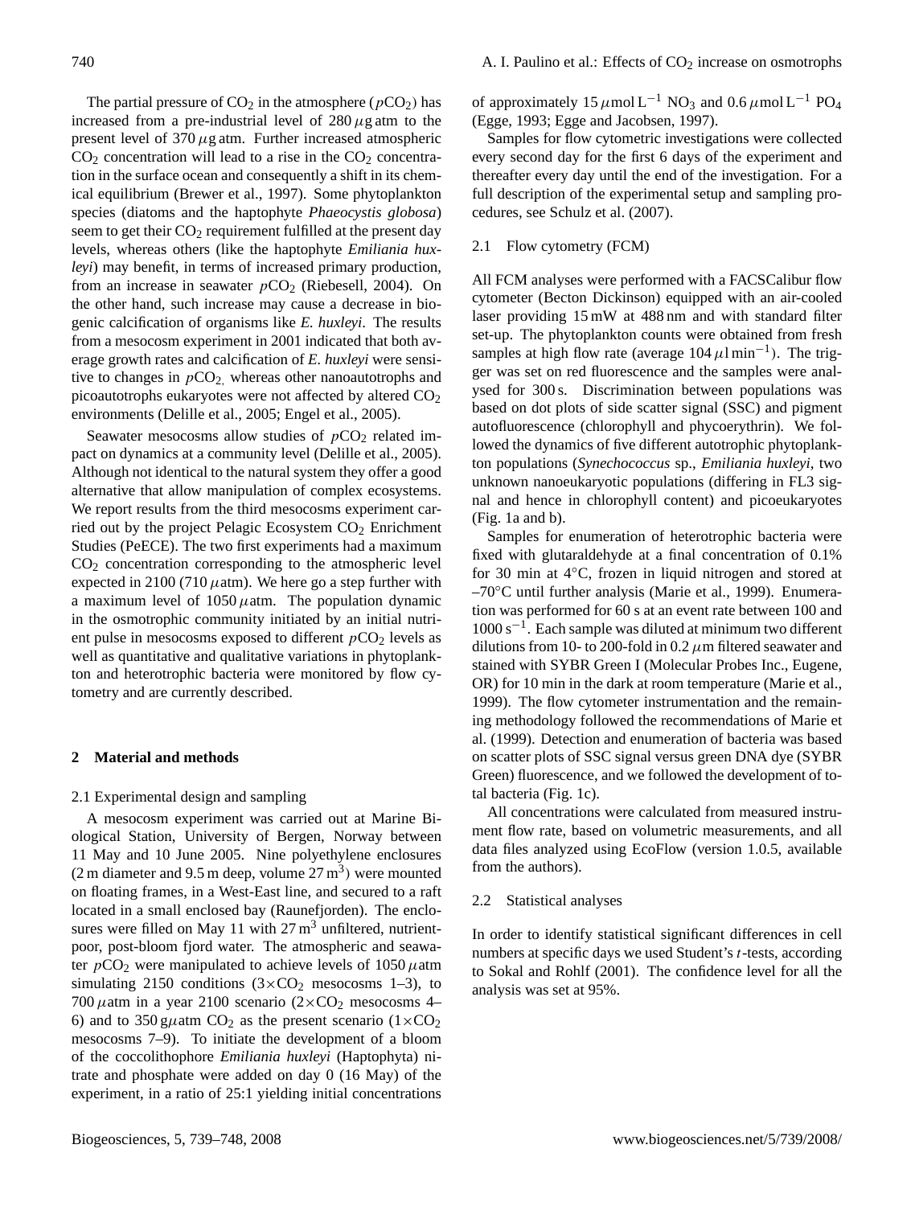The partial pressure of $CO_2$ in the atmosphere ($pCO_2$) has increased from a pre-industrial level of 280 $\mu$g atm to the present level of 370 $\mu$g atm. Further increased atmospheric $CO_2$ concentration will lead to a rise in the $CO_2$ concentration in the surface ocean and consequently a shift in its chemical equilibrium (Brewer et al., 1997). Some phytoplankton species (diatoms and the haptophyte *Phaeocystis globosa*) seem to get their $CO_2$ requirement fulfilled at the present day levels, whereas others (like the haptophyte *Emiliania huxleyi*) may benefit, in terms of increased primary production, from an increase in seawater $pCO_2$ (Riebesell, 2004). On the other hand, such increase may cause a decrease in biogenic calcification of organisms like *E. huxleyi*. The results from a mesocosm experiment in 2001 indicated that both average growth rates and calcification of *E. huxleyi* were sensitive to changes in $pCO_2$, whereas other nanoautotrophs and picoautotrophs eukaryotes were not affected by altered $CO_2$ environments (Delille et al., 2005; Engel et al., 2005).

Seawater mesocosms allow studies of $pCO_2$ related impact on dynamics at a community level (Delille et al., 2005). Although not identical to the natural system they offer a good alternative that allow manipulation of complex ecosystems. We report results from the third mesocosms experiment carried out by the project Pelagic Ecosystem $CO_2$ Enrichment Studies (PeECE). The two first experiments had a maximum $CO_2$ concentration corresponding to the atmospheric level expected in 2100 (710 $\mu$atm). We here go a step further with a maximum level of 1050 $\mu$atm. The population dynamic in the osmotrophic community initiated by an initial nutrient pulse in mesocosms exposed to different $pCO_2$ levels as well as quantitative and qualitative variations in phytoplankton and heterotrophic bacteria were monitored by flow cytometry and are currently described.

## 2 Material and methods

### 2.1 Experimental design and sampling

A mesocosm experiment was carried out at Marine Biological Station, University of Bergen, Norway between 11 May and 10 June 2005. Nine polyethylene enclosures (2 m diameter and 9.5 m deep, volume 27 $m^3$) were mounted on floating frames, in a West-East line, and secured to a raft located in a small enclosed bay (Raunefjorden). The enclosures were filled on May 11 with 27 $m^3$ unfiltered, nutrient-poor, post-bloom fjord water. The atmospheric and seawater $pCO_2$ were manipulated to achieve levels of 1050 $\mu$atm simulating 2150 conditions ($3\times CO_2$ mesocosms 1–3), to 700 $\mu$atm in a year 2100 scenario ($2\times CO_2$ mesocosms 4–6) and to 350 g$\mu$atm $CO_2$ as the present scenario ($1\times CO_2$ mesocosms 7–9). To initiate the development of a bloom of the coccolithophore *Emiliania huxleyi* (Haptophyta) nitrate and phosphate were added on day 0 (16 May) of the experiment, in a ratio of 25:1 yielding initial concentrations of approximately 15 $\mu$mol $L^{-1}$ $NO_3$ and 0.6 $\mu$mol $L^{-1}$ $PO_4$ (Egge, 1993; Egge and Jacobsen, 1997).

Samples for flow cytometric investigations were collected every second day for the first 6 days of the experiment and thereafter every day until the end of the investigation. For a full description of the experimental setup and sampling procedures, see Schulz et al. (2007).

### 2.1 Flow cytometry (FCM)

All FCM analyses were performed with a FACSCalibur flow cytometer (Becton Dickinson) equipped with an air-cooled laser providing 15 mW at 488 nm and with standard filter set-up. The phytoplankton counts were obtained from fresh samples at high flow rate (average 104 $\mu$l $min^{-1}$). The trigger was set on red fluorescence and the samples were analysed for 300 s. Discrimination between populations was based on dot plots of side scatter signal (SSC) and pigment autofluorescence (chlorophyll and phycoerythrin). We followed the dynamics of five different autotrophic phytoplankton populations (*Synechococcus* sp., *Emiliania huxleyi*, two unknown nanoeukaryotic populations (differing in FL3 signal and hence in chlorophyll content) and picoeukaryotes (Fig. 1a and b).

Samples for enumeration of heterotrophic bacteria were fixed with glutaraldehyde at a final concentration of 0.1% for 30 min at 4°C, frozen in liquid nitrogen and stored at –70°C until further analysis (Marie et al., 1999). Enumeration was performed for 60 s at an event rate between 100 and 1000 $s^{-1}$. Each sample was diluted at minimum two different dilutions from 10- to 200-fold in 0.2 $\mu$m filtered seawater and stained with SYBR Green I (Molecular Probes Inc., Eugene, OR) for 10 min in the dark at room temperature (Marie et al., 1999). The flow cytometer instrumentation and the remaining methodology followed the recommendations of Marie et al. (1999). Detection and enumeration of bacteria was based on scatter plots of SSC signal versus green DNA dye (SYBR Green) fluorescence, and we followed the development of total bacteria (Fig. 1c).

All concentrations were calculated from measured instrument flow rate, based on volumetric measurements, and all data files analyzed using EcoFlow (version 1.0.5, available from the authors).

### 2.2 Statistical analyses

In order to identify statistical significant differences in cell numbers at specific days we used Student's *t*-tests, according to Sokal and Rohlf (2001). The confidence level for all the analysis was set at 95%.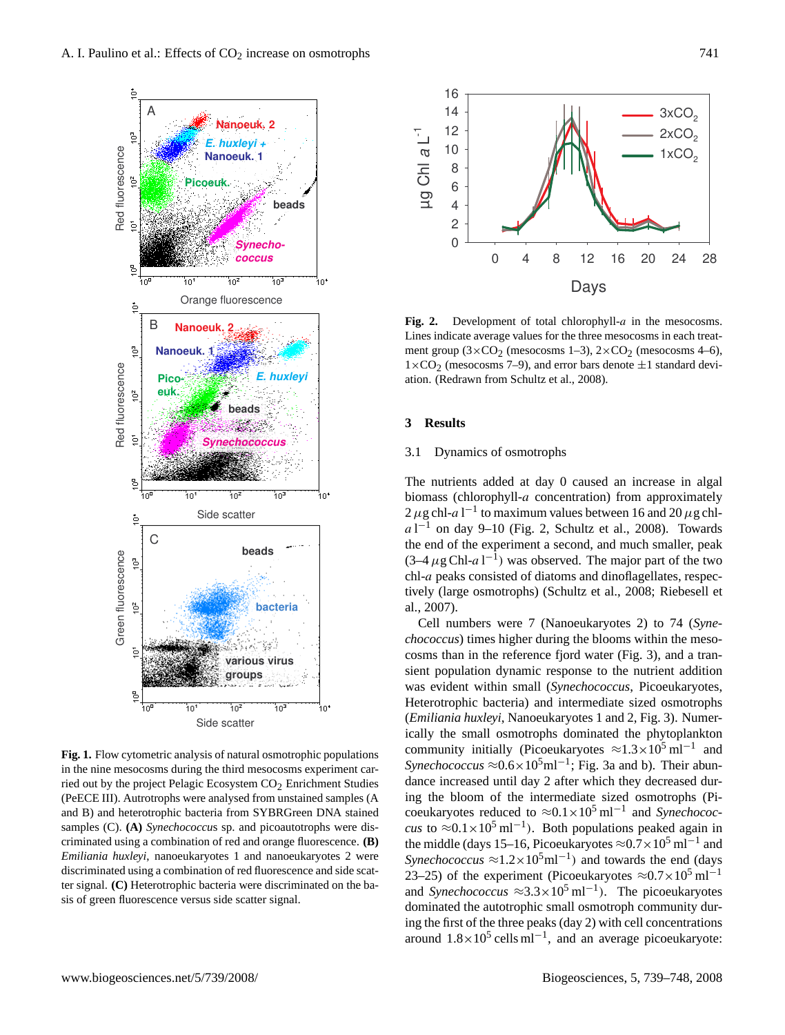**Fig. 1.** Flow cytometric analysis of natural osmotrophic populations in the nine mesocosms during the third mesocosm experiment carried out by the project Pelagic Ecosystem $CO_2$ Enrichment Studies (PeECE III). Autotrophs were analysed from unstained samples (A and B) and heterotrophic bacteria from SYBRGreen DNA stained samples (C). **(A)** *Synechococcus* sp. and picoautotrophs were discriminated using a combination of red and orange fluorescence. **(B)** *Emiliania huxleyi*, nanoeukaryotes 1 and nanoeukaryotes 2 were discriminated using a combination of red fluorescence and side scatter signal. **(C)** Heterotrophic bacteria were discriminated on the basis of green fluorescence versus side scatter signal.

**Fig. 2.** Development of total chlorophyll-*a* in the mesocosms. Lines indicate average values for the three mesocosms in each treatment group ($3\times CO_2$ (mesocosms 1–3), $2\times CO_2$ (mesocosms 4–6), $1\times CO_2$ (mesocosms 7–9), and error bars denote $\pm 1$ standard deviation. (Redrawn from Schultz et al., 2008).

## 3 Results

### 3.1 Dynamics of osmotrophs

The nutrients added at day 0 caused an increase in algal biomass (chlorophyll-*a* concentration) from approximately $2\,\mu$g chl-*a* $l^{-1}$ to maximum values between 16 and $20\,\mu$g chl-*a* $l^{-1}$ on day 9–10 (Fig. 2, Schultz et al., 2008). Towards the end of the experiment a second, and much smaller, peak (3–4 $\mu$g Chl-*a* $l^{-1}$) was observed. The major part of the two chl-*a* peaks consisted of diatoms and dinoflagellates, respectively (large osmotrophs) (Schultz et al., 2008; Riebesell et al., 2007).

Cell numbers were 7 (Nanoeukaryotes 2) to 74 (*Synechococcus*) times higher during the blooms within the mesocosms than in the reference fjord water (Fig. 3), and a transient population dynamic response to the nutrient addition was evident within small (*Synechococcus*, Picoeukaryotes, Heterotrophic bacteria) and intermediate sized osmotrophs (*Emiliania huxleyi*, Nanoeukaryotes 1 and 2, Fig. 3). Numerically the small osmotrophs dominated the phytoplankton community initially (Picoeukaryotes $\approx 1.3\times10^5$ ml$^{-1}$ and *Synechococcus* $\approx 0.6\times10^5$ml$^{-1}$; Fig. 3a and b). Their abundance increased until day 2 after which they decreased during the bloom of the intermediate sized osmotrophs (Picoeukaryotes reduced to $\approx 0.1\times10^5$ ml$^{-1}$ and *Synechococcus* to $\approx 0.1\times10^5$ ml$^{-1}$). Both populations peaked again in the middle (days 15–16, Picoeukaryotes $\approx 0.7\times10^5$ ml$^{-1}$ and *Synechococcus* $\approx 1.2\times10^5$ml$^{-1}$) and towards the end (days 23–25) of the experiment (Picoeukaryotes $\approx 0.7\times10^5$ ml$^{-1}$ and *Synechococcus* $\approx 3.3\times10^5$ ml$^{-1}$). The picoeukaryotes dominated the autotrophic small osmotroph community during the first of the three peaks (day 2) with cell concentrations around $1.8\times10^5$ cells ml$^{-1}$, and an average picoeukaryote: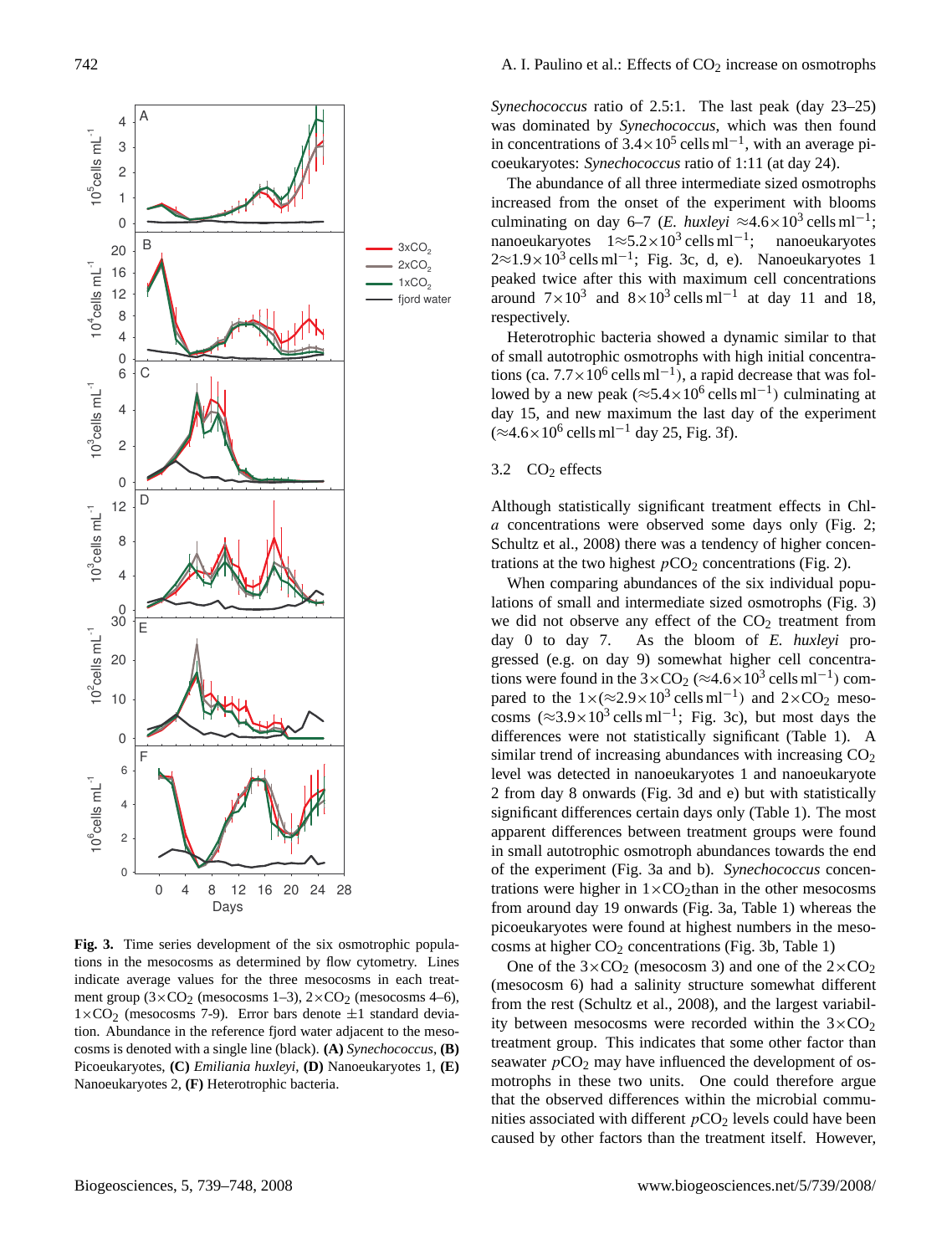*Synechococcus* ratio of 2.5:1. The last peak (day 23–25) was dominated by *Synechococcus*, which was then found in concentrations of $3.4\times10^5$ cells ml$^{-1}$, with an average picoeukaryotes: *Synechococcus* ratio of 1:11 (at day 24).

The abundance of all three intermediate sized osmotrophs increased from the onset of the experiment with blooms culminating on day 6–7 (*E. huxleyi* $\approx4.6\times10^3$ cells ml$^{-1}$; nanoeukaryotes 1$\approx5.2\times10^3$ cells ml$^{-1}$; nanoeukaryotes 2$\approx1.9\times10^3$ cells ml$^{-1}$; Fig. 3c, d, e). Nanoeukaryotes 1 peaked twice after this with maximum cell concentrations around $7\times10^3$ and $8\times10^3$ cells ml$^{-1}$ at day 11 and 18, respectively.

Heterotrophic bacteria showed a dynamic similar to that of small autotrophic osmotrophs with high initial concentrations (ca. $7.7\times10^6$ cells ml$^{-1}$), a rapid decrease that was followed by a new peak ($\approx5.4\times10^6$ cells ml$^{-1}$) culminating at day 15, and new maximum the last day of the experiment ($\approx4.6\times10^6$ cells ml$^{-1}$ day 25, Fig. 3f).

Fig. 3. Time series development of the six osmotrophic populations in the mesocosms as determined by flow cytometry. Lines indicate average values for the three mesocosms in each treatment group ($3\times CO_2$ (mesocosms 1–3), $2\times CO_2$ (mesocosms 4–6), $1\times CO_2$ (mesocosms 7-9). Error bars denote $\pm1$ standard deviation. Abundance in the reference fjord water adjacent to the mesocosms is denoted with a single line (black). **(A)** *Synechococcus*, **(B)** Picoeukaryotes, **(C)** *Emiliania huxleyi*, **(D)** Nanoeukaryotes 1, **(E)** Nanoeukaryotes 2, **(F)** Heterotrophic bacteria.

### 3.2 $CO_2$ effects

Although statistically significant treatment effects in Chl-*a* concentrations were observed some days only (Fig. 2; Schultz et al., 2008) there was a tendency of higher concentrations at the two highest $pCO_2$ concentrations (Fig. 2).

When comparing abundances of the six individual populations of small and intermediate sized osmotrophs (Fig. 3) we did not observe any effect of the $CO_2$ treatment from day 0 to day 7. As the bloom of *E. huxleyi* progressed (e.g. on day 9) somewhat higher cell concentrations were found in the $3\times CO_2$ ($\approx4.6\times10^3$ cells ml$^{-1}$) compared to the $1\times$($\approx2.9\times10^3$ cells ml$^{-1}$) and $2\times CO_2$ mesocosms ($\approx3.9\times10^3$ cells ml$^{-1}$; Fig. 3c), but most days the differences were not statistically significant (Table 1). A similar trend of increasing abundances with increasing $CO_2$ level was detected in nanoeukaryotes 1 and nanoeukaryote 2 from day 8 onwards (Fig. 3d and e) but with statistically significant differences certain days only (Table 1). The most apparent differences between treatment groups were found in small autotrophic osmotroph abundances towards the end of the experiment (Fig. 3a and b). *Synechococcus* concentrations were higher in $1\times CO_2$than in the other mesocosms from around day 19 onwards (Fig. 3a, Table 1) whereas the picoeukaryotes were found at highest numbers in the mesocosms at higher $CO_2$ concentrations (Fig. 3b, Table 1)

One of the $3\times CO_2$ (mesocosm 3) and one of the $2\times CO_2$ (mesocosm 6) had a salinity structure somewhat different from the rest (Schultz et al., 2008), and the largest variability between mesocosms were recorded within the $3\times CO_2$ treatment group. This indicates that some other factor than seawater $pCO_2$ may have influenced the development of osmotrophs in these two units. One could therefore argue that the observed differences within the microbial communities associated with different $pCO_2$ levels could have been caused by other factors than the treatment itself. However,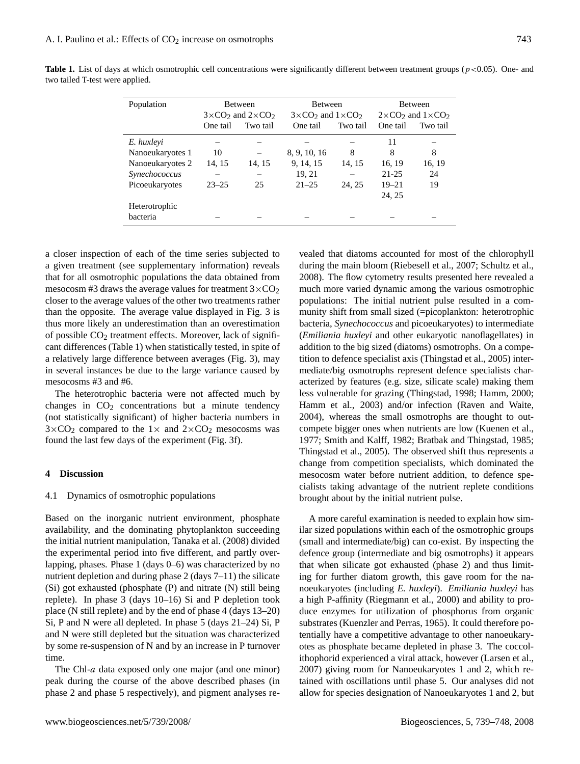**Table 1.** List of days at which osmotrophic cell concentrations were significantly different between treatment groups ($p<0.05$). One- and two tailed T-test were applied.

| Population | Between $3\times CO_2$ and $2\times CO_2$ | | Between $3\times CO_2$ and $1\times CO_2$ | | Between $2\times CO_2$ and $1\times CO_2$ | |
|---|---|---|---|---|---|---|
| | One tail | Two tail | One tail | Two tail | One tail | Two tail |
| *E. huxleyi* | – | – | – | – | 11 | – |
| Nanoeukaryotes 1 | 10 | – | 8, 9, 10, 16 | 8 | 8 | 8 |
| Nanoeukaryotes 2 | 14, 15 | 14, 15 | 9, 14, 15 | 14, 15 | 16, 19 | 16, 19 |
| *Synechococcus* | – | – | 19, 21 | – | 21-25 | 24 |
| Picoeukaryotes | 23–25 | 25 | 21–25 | 24, 25 | 19–21 24, 25 | 19 |
| Heterotrophic bacteria | – | – | – | – | – | – |

a closer inspection of each of the time series subjected to a given treatment (see supplementary information) reveals that for all osmotrophic populations the data obtained from mesocosm #3 draws the average values for treatment $3\times CO_2$ closer to the average values of the other two treatments rather than the opposite. The average value displayed in Fig. 3 is thus more likely an underestimation than an overestimation of possible $CO_2$ treatment effects. Moreover, lack of significant differences (Table 1) when statistically tested, in spite of a relatively large difference between averages (Fig. 3), may in several instances be due to the large variance caused by mesocosms #3 and #6.

The heterotrophic bacteria were not affected much by changes in $CO_2$ concentrations but a minute tendency (not statistically significant) of higher bacteria numbers in $3\times CO_2$ compared to the $1\times$ and $2\times CO_2$ mesocosms was found the last few days of the experiment (Fig. 3f).

## 4 Discussion

### 4.1 Dynamics of osmotrophic populations

Based on the inorganic nutrient environment, phosphate availability, and the dominating phytoplankton succeeding the initial nutrient manipulation, Tanaka et al. (2008) divided the experimental period into five different, and partly overlapping, phases. Phase 1 (days 0–6) was characterized by no nutrient depletion and during phase 2 (days 7–11) the silicate (Si) got exhausted (phosphate (P) and nitrate (N) still being replete). In phase 3 (days 10–16) Si and P depletion took place (N still replete) and by the end of phase 4 (days 13–20) Si, P and N were all depleted. In phase 5 (days 21–24) Si, P and N were still depleted but the situation was characterized by some re-suspension of N and by an increase in P turnover time.

The Chl-*a* data exposed only one major (and one minor) peak during the course of the above described phases (in phase 2 and phase 5 respectively), and pigment analyses revealed that diatoms accounted for most of the chlorophyll during the main bloom (Riebesell et al., 2007; Schultz et al., 2008). The flow cytometry results presented here revealed a much more varied dynamic among the various osmotrophic populations: The initial nutrient pulse resulted in a community shift from small sized (=picoplankton: heterotrophic bacteria, *Synechococcus* and picoeukaryotes) to intermediate (*Emiliania huxleyi* and other eukaryotic nanoflagellates) in addition to the big sized (diatoms) osmotrophs. On a competition to defence specialist axis (Thingstad et al., 2005) intermediate/big osmotrophs represent defence specialists characterized by features (e.g. size, silicate scale) making them less vulnerable for grazing (Thingstad, 1998; Hamm, 2000; Hamm et al., 2003) and/or infection (Raven and Waite, 2004), whereas the small osmotrophs are thought to outcompete bigger ones when nutrients are low (Kuenen et al., 1977; Smith and Kalff, 1982; Bratbak and Thingstad, 1985; Thingstad et al., 2005). The observed shift thus represents a change from competition specialists, which dominated the mesocosm water before nutrient addition, to defence specialists taking advantage of the nutrient replete conditions brought about by the initial nutrient pulse.

A more careful examination is needed to explain how similar sized populations within each of the osmotrophic groups (small and intermediate/big) can co-exist. By inspecting the defence group (intermediate and big osmotrophs) it appears that when silicate got exhausted (phase 2) and thus limiting for further diatom growth, this gave room for the nanoeukaryotes (including *E. huxleyi*). *Emiliania huxleyi* has a high P-affinity (Riegmann et al., 2000) and ability to produce enzymes for utilization of phosphorus from organic substrates (Kuenzler and Perras, 1965). It could therefore potentially have a competitive advantage to other nanoeukaryotes as phosphate became depleted in phase 3. The coccolithophorid experienced a viral attack, however (Larsen et al., 2007) giving room for Nanoeukaryotes 1 and 2, which retained with oscillations until phase 5. Our analyses did not allow for species designation of Nanoeukaryotes 1 and 2, but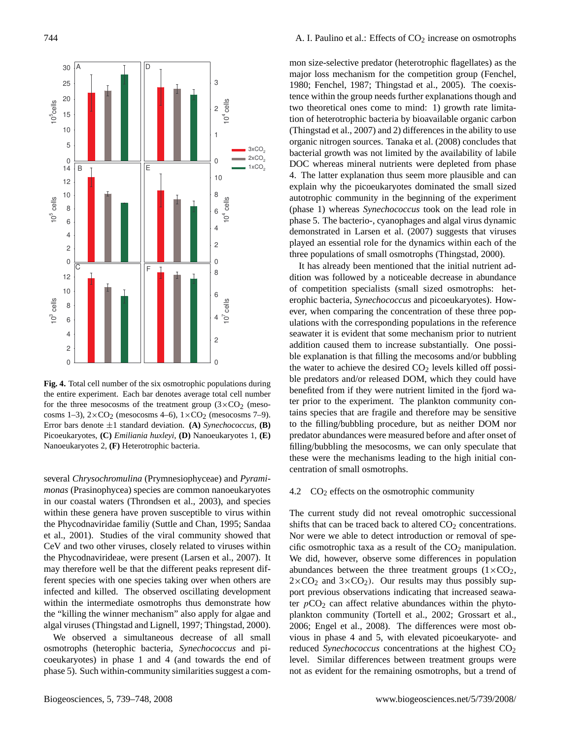**Fig. 4.** Total cell number of the six osmotrophic populations during the entire experiment. Each bar denotes average total cell number for the three mesocosms of the treatment group ($3\times CO_2$ (mesocosms 1–3), $2\times CO_2$ (mesocosms 4–6), $1\times CO_2$ (mesocosms 7–9). Error bars denote ±1 standard deviation. **(A)** *Synechococcus*, **(B)** Picoeukaryotes, **(C)** *Emiliania huxleyi*, **(D)** Nanoeukaryotes 1, **(E)** Nanoeukaryotes 2, **(F)** Heterotrophic bacteria.

several *Chrysochromulina* (Prymnesiophyceae) and *Pyramimonas* (Prasinophycea) species are common nanoeukaryotes in our coastal waters (Throndsen et al., 2003), and species within these genera have proven susceptible to virus within the Phycodnaviridae familiy (Suttle and Chan, 1995; Sandaa et al., 2001). Studies of the viral community showed that CeV and two other viruses, closely related to viruses within the Phycodnavirideae, were present (Larsen et al., 2007). It may therefore well be that the different peaks represent different species with one species taking over when others are infected and killed. The observed oscillating development within the intermediate osmotrophs thus demonstrate how the "killing the winner mechanism" also apply for algae and algal viruses (Thingstad and Lignell, 1997; Thingstad, 2000).

We observed a simultaneous decrease of all small osmotrophs (heterophic bacteria, *Synechococcus* and picoeukaryotes) in phase 1 and 4 (and towards the end of phase 5). Such within-community similarities suggest a common size-selective predator (heterotrophic flagellates) as the major loss mechanism for the competition group (Fenchel, 1980; Fenchel, 1987; Thingstad et al., 2005). The coexistence within the group needs further explanations though and two theoretical ones come to mind: 1) growth rate limitation of heterotrophic bacteria by bioavailable organic carbon (Thingstad et al., 2007) and 2) differences in the ability to use organic nitrogen sources. Tanaka et al. (2008) concludes that bacterial growth was not limited by the availability of labile DOC whereas mineral nutrients were depleted from phase 4. The latter explanation thus seem more plausible and can explain why the picoeukaryotes dominated the small sized autotrophic community in the beginning of the experiment (phase 1) whereas *Synechococcus* took on the lead role in phase 5. The bacterio-, cyanophages and algal virus dynamic demonstrated in Larsen et al. (2007) suggests that viruses played an essential role for the dynamics within each of the three populations of small osmotrophs (Thingstad, 2000).

It has already been mentioned that the initial nutrient addition was followed by a noticeable decrease in abundance of competition specialists (small sized osmotrophs: heterophic bacteria, *Synechococcus* and picoeukaryotes). However, when comparing the concentration of these three populations with the corresponding populations in the reference seawater it is evident that some mechanism prior to nutrient addition caused them to increase substantially. One possible explanation is that filling the mecosoms and/or bubbling the water to achieve the desired $CO_2$ levels killed off possible predators and/or released DOM, which they could have benefited from if they were nutrient limited in the fjord water prior to the experiment. The plankton community contains species that are fragile and therefore may be sensitive to the filling/bubbling procedure, but as neither DOM nor predator abundances were measured before and after onset of filling/bubbling the mesocosms, we can only speculate that these were the mechanisms leading to the high initial concentration of small osmotrophs.

### 4.2 $CO_2$ effects on the osmotrophic community

The current study did not reveal omotrophic successional shifts that can be traced back to altered $CO_2$ concentrations. Nor were we able to detect introduction or removal of specific osmotrophic taxa as a result of the $CO_2$ manipulation. We did, however, observe some differences in population abundances between the three treatment groups ($1\times CO_2$, $2\times CO_2$ and $3\times CO_2$). Our results may thus possibly support previous observations indicating that increased seawater $pCO_2$ can affect relative abundances within the phytoplankton community (Tortell et al., 2002; Grossart et al., 2006; Engel et al., 2008). The differences were most obvious in phase 4 and 5, with elevated picoeukaryote- and reduced *Synechococcus* concentrations at the highest $CO_2$ level. Similar differences between treatment groups were not as evident for the remaining osmotrophs, but a trend of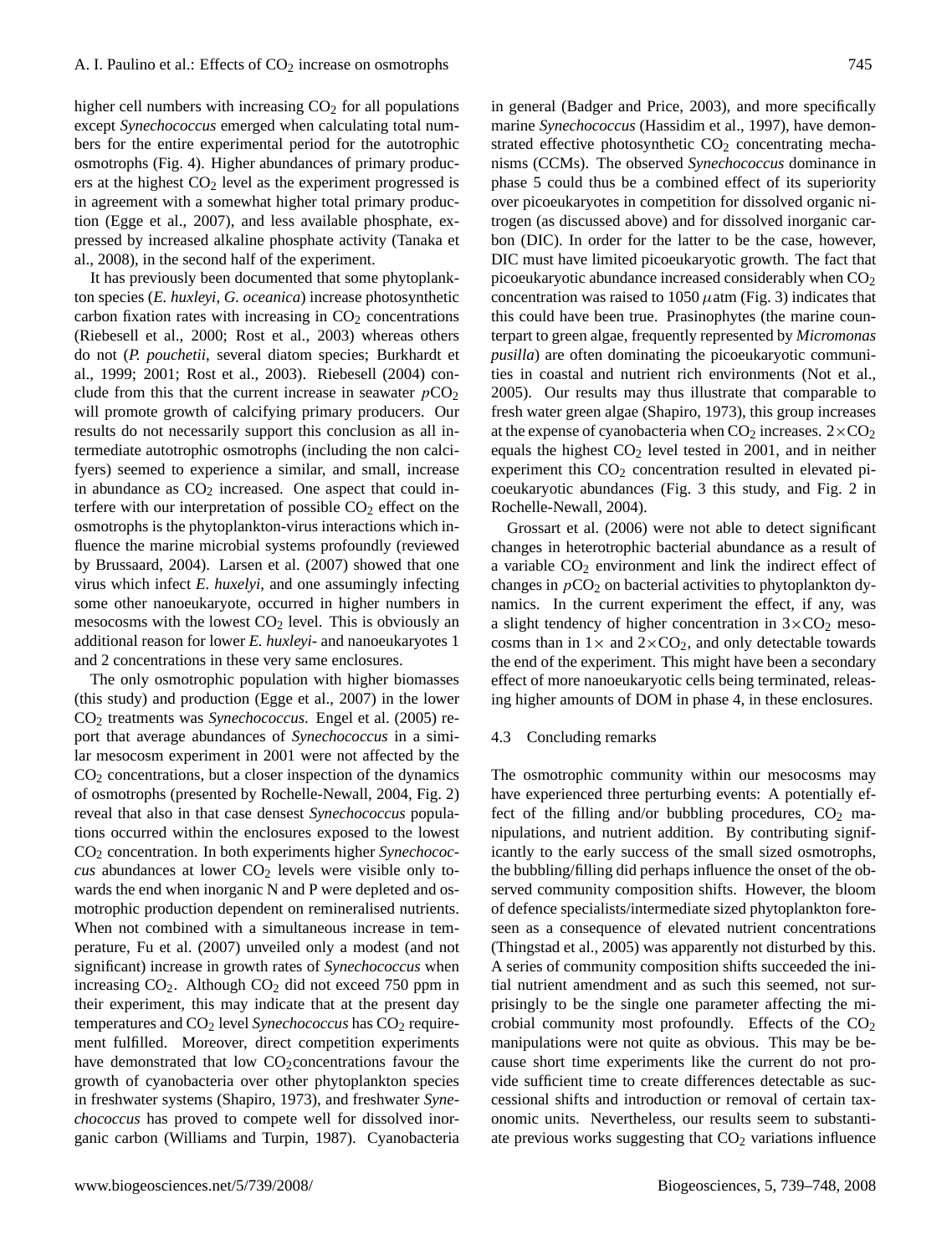higher cell numbers with increasing $CO_2$ for all populations except *Synechococcus* emerged when calculating total numbers for the entire experimental period for the autotrophic osmotrophs (Fig. 4). Higher abundances of primary producers at the highest $CO_2$ level as the experiment progressed is in agreement with a somewhat higher total primary production (Egge et al., 2007), and less available phosphate, expressed by increased alkaline phosphate activity (Tanaka et al., 2008), in the second half of the experiment.

It has previously been documented that some phytoplankton species (*E. huxleyi*, *G. oceanica*) increase photosynthetic carbon fixation rates with increasing in $CO_2$ concentrations (Riebesell et al., 2000; Rost et al., 2003) whereas others do not (*P. pouchetii*, several diatom species; Burkhardt et al., 1999; 2001; Rost et al., 2003). Riebesell (2004) conclude from this that the current increase in seawater $pCO_2$ will promote growth of calcifying primary producers. Our results do not necessarily support this conclusion as all intermediate autotrophic osmotrophs (including the non calcifyers) seemed to experience a similar, and small, increase in abundance as $CO_2$ increased. One aspect that could interfere with our interpretation of possible $CO_2$ effect on the osmotrophs is the phytoplankton-virus interactions which influence the marine microbial systems profoundly (reviewed by Brussaard, 2004). Larsen et al. (2007) showed that one virus which infect *E. huxelyi*, and one assumingly infecting some other nanoeukaryote, occurred in higher numbers in mesocosms with the lowest $CO_2$ level. This is obviously an additional reason for lower *E. huxleyi*- and nanoeukaryotes 1 and 2 concentrations in these very same enclosures.

The only osmotrophic population with higher biomasses (this study) and production (Egge et al., 2007) in the lower $CO_2$ treatments was *Synechococcus*. Engel et al. (2005) report that average abundances of *Synechococcus* in a similar mesocosm experiment in 2001 were not affected by the $CO_2$ concentrations, but a closer inspection of the dynamics of osmotrophs (presented by Rochelle-Newall, 2004, Fig. 2) reveal that also in that case densest *Synechococcus* populations occurred within the enclosures exposed to the lowest $CO_2$ concentration. In both experiments higher *Synechococcus* abundances at lower $CO_2$ levels were visible only towards the end when inorganic N and P were depleted and osmotrophic production dependent on remineralised nutrients. When not combined with a simultaneous increase in temperature, Fu et al. (2007) unveiled only a modest (and not significant) increase in growth rates of *Synechococcus* when increasing $CO_2$. Although $CO_2$ did not exceed 750 ppm in their experiment, this may indicate that at the present day temperatures and $CO_2$ level *Synechococcus* has $CO_2$ requirement fulfilled. Moreover, direct competition experiments have demonstrated that low $CO_2$concentrations favour the growth of cyanobacteria over other phytoplankton species in freshwater systems (Shapiro, 1973), and freshwater *Synechococcus* has proved to compete well for dissolved inorganic carbon (Williams and Turpin, 1987). Cyanobacteria in general (Badger and Price, 2003), and more specifically marine *Synechococcus* (Hassidim et al., 1997), have demonstrated effective photosynthetic $CO_2$ concentrating mechanisms (CCMs). The observed *Synechococcus* dominance in phase 5 could thus be a combined effect of its superiority over picoeukaryotes in competition for dissolved organic nitrogen (as discussed above) and for dissolved inorganic carbon (DIC). In order for the latter to be the case, however, DIC must have limited picoeukaryotic growth. The fact that picoeukaryotic abundance increased considerably when $CO_2$ concentration was raised to 1050 $\mu$atm (Fig. 3) indicates that this could have been true. Prasinophytes (the marine counterpart to green algae, frequently represented by *Micromonas pusilla*) are often dominating the picoeukaryotic communities in coastal and nutrient rich environments (Not et al., 2005). Our results may thus illustrate that comparable to fresh water green algae (Shapiro, 1973), this group increases at the expense of cyanobacteria when $CO_2$ increases. $2\times CO_2$ equals the highest $CO_2$ level tested in 2001, and in neither experiment this $CO_2$ concentration resulted in elevated picoeukaryotic abundances (Fig. 3 this study, and Fig. 2 in Rochelle-Newall, 2004).

Grossart et al. (2006) were not able to detect significant changes in heterotrophic bacterial abundance as a result of a variable $CO_2$ environment and link the indirect effect of changes in $pCO_2$ on bacterial activities to phytoplankton dynamics. In the current experiment the effect, if any, was a slight tendency of higher concentration in $3\times CO_2$ mesocosms than in $1\times$ and $2\times CO_2$, and only detectable towards the end of the experiment. This might have been a secondary effect of more nanoeukaryotic cells being terminated, releasing higher amounts of DOM in phase 4, in these enclosures.

### 4.3 Concluding remarks

The osmotrophic community within our mesocosms may have experienced three perturbing events: A potentially effect of the filling and/or bubbling procedures, $CO_2$ manipulations, and nutrient addition. By contributing significantly to the early success of the small sized osmotrophs, the bubbling/filling did perhaps influence the onset of the observed community composition shifts. However, the bloom of defence specialists/intermediate sized phytoplankton foreseen as a consequence of elevated nutrient concentrations (Thingstad et al., 2005) was apparently not disturbed by this. A series of community composition shifts succeeded the initial nutrient amendment and as such this seemed, not surprisingly to be the single one parameter affecting the microbial community most profoundly. Effects of the $CO_2$ manipulations were not quite as obvious. This may be because short time experiments like the current do not provide sufficient time to create differences detectable as successional shifts and introduction or removal of certain taxonomic units. Nevertheless, our results seem to substantiate previous works suggesting that $CO_2$ variations influence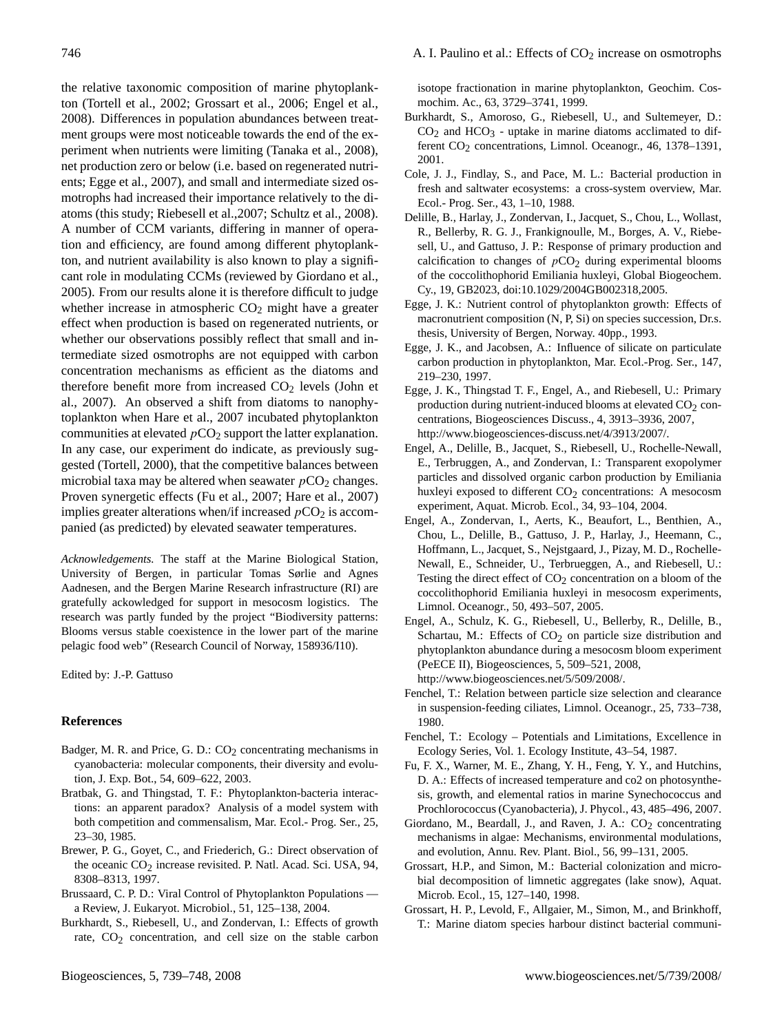the relative taxonomic composition of marine phytoplankton (Tortell et al., 2002; Grossart et al., 2006; Engel et al., 2008). Differences in population abundances between treatment groups were most noticeable towards the end of the experiment when nutrients were limiting (Tanaka et al., 2008), net production zero or below (i.e. based on regenerated nutrients; Egge et al., 2007), and small and intermediate sized osmotrophs had increased their importance relatively to the diatoms (this study; Riebesell et al.,2007; Schultz et al., 2008). A number of CCM variants, differing in manner of operation and efficiency, are found among different phytoplankton, and nutrient availability is also known to play a significant role in modulating CCMs (reviewed by Giordano et al., 2005). From our results alone it is therefore difficult to judge whether increase in atmospheric $CO_2$ might have a greater effect when production is based on regenerated nutrients, or whether our observations possibly reflect that small and intermediate sized osmotrophs are not equipped with carbon concentration mechanisms as efficient as the diatoms and therefore benefit more from increased $CO_2$ levels (John et al., 2007). An observed a shift from diatoms to nanophytoplankton when Hare et al., 2007 incubated phytoplankton communities at elevated $pCO_2$ support the latter explanation. In any case, our experiment do indicate, as previously suggested (Tortell, 2000), that the competitive balances between microbial taxa may be altered when seawater $pCO_2$ changes. Proven synergetic effects (Fu et al., 2007; Hare et al., 2007) implies greater alterations when/if increased $pCO_2$ is accompanied (as predicted) by elevated seawater temperatures.

*Acknowledgements.* The staff at the Marine Biological Station, University of Bergen, in particular Tomas Sørlie and Agnes Aadnesen, and the Bergen Marine Research infrastructure (RI) are gratefully ackowledged for support in mesocosm logistics. The research was partly funded by the project "Biodiversity patterns: Blooms versus stable coexistence in the lower part of the marine pelagic food web" (Research Council of Norway, 158936/I10).

Edited by: J.-P. Gattuso

## References

Badger, M. R. and Price, G. D.: $CO_2$ concentrating mechanisms in cyanobacteria: molecular components, their diversity and evolution, J. Exp. Bot., 54, 609–622, 2003.

Bratbak, G. and Thingstad, T. F.: Phytoplankton-bacteria interactions: an apparent paradox? Analysis of a model system with both competition and commensalism, Mar. Ecol.- Prog. Ser., 25, 23–30, 1985.

Brewer, P. G., Goyet, C., and Friederich, G.: Direct observation of the oceanic $CO_2$ increase revisited. P. Natl. Acad. Sci. USA, 94, 8308–8313, 1997.

Brussaard, C. P. D.: Viral Control of Phytoplankton Populations — a Review, J. Eukaryot. Microbiol., 51, 125–138, 2004.

Burkhardt, S., Riebesell, U., and Zondervan, I.: Effects of growth rate, $CO_2$ concentration, and cell size on the stable carbon isotope fractionation in marine phytoplankton, Geochim. Cosmochim. Ac., 63, 3729–3741, 1999.

Burkhardt, S., Amoroso, G., Riebesell, U., and Sultemeyer, D.: $CO_2$ and $HCO_3$ - uptake in marine diatoms acclimated to different $CO_2$ concentrations, Limnol. Oceanogr., 46, 1378–1391, 2001.

Cole, J. J., Findlay, S., and Pace, M. L.: Bacterial production in fresh and saltwater ecosystems: a cross-system overview, Mar. Ecol.- Prog. Ser., 43, 1–10, 1988.

Delille, B., Harlay, J., Zondervan, I., Jacquet, S., Chou, L., Wollast, R., Bellerby, R. G. J., Frankignoulle, M., Borges, A. V., Riebesell, U., and Gattuso, J. P.: Response of primary production and calcification to changes of $pCO_2$ during experimental blooms of the coccolithophorid Emiliania huxleyi, Global Biogeochem. Cy., 19, GB2023, doi:10.1029/2004GB002318,2005.

Egge, J. K.: Nutrient control of phytoplankton growth: Effects of macronutrient composition (N, P, Si) on species succession, Dr.s. thesis, University of Bergen, Norway. 40pp., 1993.

Egge, J. K., and Jacobsen, A.: Influence of silicate on particulate carbon production in phytoplankton, Mar. Ecol.-Prog. Ser., 147, 219–230, 1997.

Egge, J. K., Thingstad T. F., Engel, A., and Riebesell, U.: Primary production during nutrient-induced blooms at elevated $CO_2$ concentrations, Biogeosciences Discuss., 4, 3913–3936, 2007, http://www.biogeosciences-discuss.net/4/3913/2007/.

Engel, A., Delille, B., Jacquet, S., Riebesell, U., Rochelle-Newall, E., Terbruggen, A., and Zondervan, I.: Transparent exopolymer particles and dissolved organic carbon production by Emiliania huxleyi exposed to different $CO_2$ concentrations: A mesocosm experiment, Aquat. Microb. Ecol., 34, 93–104, 2004.

Engel, A., Zondervan, I., Aerts, K., Beaufort, L., Benthien, A., Chou, L., Delille, B., Gattuso, J. P., Harlay, J., Heemann, C., Hoffmann, L., Jacquet, S., Nejstgaard, J., Pizay, M. D., Rochelle-Newall, E., Schneider, U., Terbrueggen, A., and Riebesell, U.: Testing the direct effect of $CO_2$ concentration on a bloom of the coccolithophorid Emiliania huxleyi in mesocosm experiments, Limnol. Oceanogr., 50, 493–507, 2005.

Engel, A., Schulz, K. G., Riebesell, U., Bellerby, R., Delille, B., Schartau, M.: Effects of $CO_2$ on particle size distribution and phytoplankton abundance during a mesocosm bloom experiment (PeECE II), Biogeosciences, 5, 509–521, 2008, http://www.biogeosciences.net/5/509/2008/.

Fenchel, T.: Relation between particle size selection and clearance in suspension-feeding ciliates, Limnol. Oceanogr., 25, 733–738, 1980.

Fenchel, T.: Ecology – Potentials and Limitations, Excellence in Ecology Series, Vol. 1. Ecology Institute, 43–54, 1987.

Fu, F. X., Warner, M. E., Zhang, Y. H., Feng, Y. Y., and Hutchins, D. A.: Effects of increased temperature and co2 on photosynthesis, growth, and elemental ratios in marine Synechococcus and Prochlorococcus (Cyanobacteria), J. Phycol., 43, 485–496, 2007.

Giordano, M., Beardall, J., and Raven, J. A.: $CO_2$ concentrating mechanisms in algae: Mechanisms, environmental modulations, and evolution, Annu. Rev. Plant. Biol., 56, 99–131, 2005.

Grossart, H.P., and Simon, M.: Bacterial colonization and microbial decomposition of limnetic aggregates (lake snow), Aquat. Microb. Ecol., 15, 127–140, 1998.

Grossart, H. P., Levold, F., Allgaier, M., Simon, M., and Brinkhoff, T.: Marine diatom species harbour distinct bacterial communi-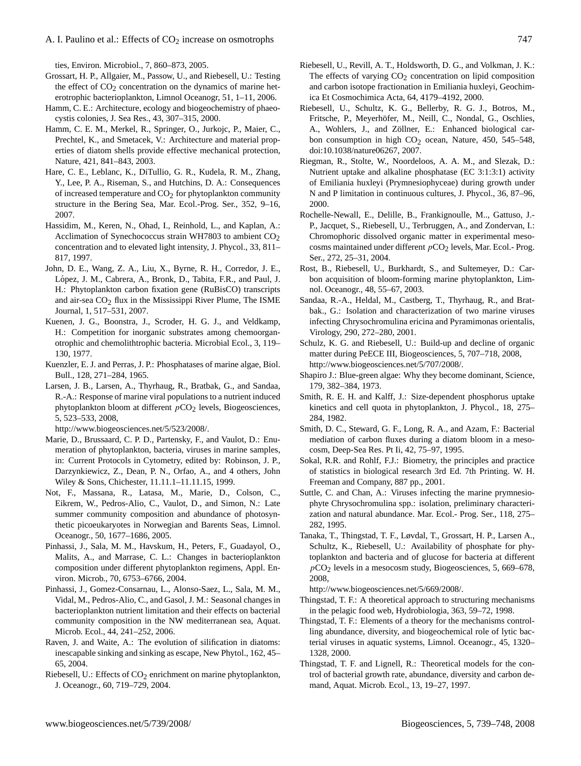ties, Environ. Microbiol., 7, 860–873, 2005.

Grossart, H. P., Allgaier, M., Passow, U., and Riebesell, U.: Testing the effect of $CO_2$ concentration on the dynamics of marine heterotrophic bacterioplankton, Limnol Oceanogr, 51, 1–11, 2006.

Hamm, C. E.: Architecture, ecology and biogeochemistry of phaeocystis colonies, J. Sea Res., 43, 307–315, 2000.

Hamm, C. E. M., Merkel, R., Springer, O., Jurkojc, P., Maier, C., Prechtel, K., and Smetacek, V.: Architecture and material properties of diatom shells provide effective mechanical protection, Nature, 421, 841–843, 2003.

Hare, C. E., Leblanc, K., DiTullio, G. R., Kudela, R. M., Zhang, Y., Lee, P. A., Riseman, S., and Hutchins, D. A.: Consequences of increased temperature and $CO_2$ for phytoplankton community structure in the Bering Sea, Mar. Ecol.-Prog. Ser., 352, 9–16, 2007.

Hassidim, M., Keren, N., Ohad, I., Reinhold, L., and Kaplan, A.: Acclimation of Synechococcus strain WH7803 to ambient $CO_2$ concentration and to elevated light intensity, J. Phycol., 33, 811–817, 1997.

John, D. E., Wang, Z. A., Liu, X., Byrne, R. H., Corredor, J. E., López, J. M., Cabrera, A., Bronk, D., Tabita, F.R., and Paul, J. H.: Phytoplankton carbon fixation gene (RuBisCO) transcripts and air-sea $CO_2$ flux in the Mississippi River Plume, The ISME Journal, 1, 517–531, 2007.

Kuenen, J. G., Boonstra, J., Scroder, H. G. J., and Veldkamp, H.: Competition for inorganic substrates among chemoorganotrophic and chemolithtrophic bacteria. Microbial Ecol., 3, 119–130, 1977.

Kuenzler, E. J. and Perras, J. P.: Phosphatases of marine algae, Biol. Bull., 128, 271–284, 1965.

Larsen, J. B., Larsen, A., Thyrhaug, R., Bratbak, G., and Sandaa, R.-A.: Response of marine viral populations to a nutrient induced phytoplankton bloom at different $pCO_2$ levels, Biogeosciences, 5, 523–533, 2008, http://www.biogeosciences.net/5/523/2008/.

Marie, D., Brussaard, C. P. D., Partensky, F., and Vaulot, D.: Enumeration of phytoplankton, bacteria, viruses in marine samples, in: Current Protocols in Cytometry, edited by: Robinson, J. P., Darzynkiewicz, Z., Dean, P. N., Orfao, A., and 4 others, John Wiley & Sons, Chichester, 11.11.1–11.11.15, 1999.

Not, F., Massana, R., Latasa, M., Marie, D., Colson, C., Eikrem, W., Pedros-Alio, C., Vaulot, D., and Simon, N.: Late summer community composition and abundance of photosynthetic picoeukaryotes in Norwegian and Barents Seas, Limnol. Oceanogr., 50, 1677–1686, 2005.

Pinhassi, J., Sala, M. M., Havskum, H., Peters, F., Guadayol, O., Malits, A., and Marrase, C. L.: Changes in bacterioplankton composition under different phytoplankton regimens, Appl. Environ. Microb., 70, 6753–6766, 2004.

Pinhassi, J., Gomez-Consarnau, L., Alonso-Saez, L., Sala, M. M., Vidal, M., Pedros-Alio, C., and Gasol, J. M.: Seasonal changes in bacterioplankton nutrient limitation and their effects on bacterial community composition in the NW mediterranean sea, Aquat. Microb. Ecol., 44, 241–252, 2006.

Raven, J. and Waite, A.: The evolution of silification in diatoms: inescapable sinking and sinking as escape, New Phytol., 162, 45–65, 2004.

Riebesell, U.: Effects of $CO_2$ enrichment on marine phytoplankton, J. Oceanogr., 60, 719–729, 2004.

Riebesell, U., Revill, A. T., Holdsworth, D. G., and Volkman, J. K.: The effects of varying $CO_2$ concentration on lipid composition and carbon isotope fractionation in Emiliania huxleyi, Geochimica Et Cosmochimica Acta, 64, 4179–4192, 2000.

Riebesell, U., Schultz, K. G., Bellerby, R. G. J., Botros, M., Fritsche, P., Meyerhöfer, M., Neill, C., Nondal, G., Oschlies, A., Wohlers, J., and Zöllner, E.: Enhanced biological carbon consumption in high $CO_2$ ocean, Nature, 450, 545–548, doi:10.1038/nature06267, 2007.

Riegman, R., Stolte, W., Noordeloos, A. A. M., and Slezak, D.: Nutrient uptake and alkaline phosphatase (EC 3:1:3:1) activity of Emiliania huxleyi (Prymnesiophyceae) during growth under N and P limitation in continuous cultures, J. Phycol., 36, 87–96, 2000.

Rochelle-Newall, E., Delille, B., Frankignoulle, M.., Gattuso, J.-P., Jacquet, S., Riebesell, U., Terbruggen, A., and Zondervan, I.: Chromophoric dissolved organic matter in experimental mesocosms maintained under different $pCO_2$ levels, Mar. Ecol.- Prog. Ser., 272, 25–31, 2004.

Rost, B., Riebesell, U., Burkhardt, S., and Sultemeyer, D.: Carbon acquisition of bloom-forming marine phytoplankton, Limnol. Oceanogr., 48, 55–67, 2003.

Sandaa, R.-A., Heldal, M., Castberg, T., Thyrhaug, R., and Bratbak., G.: Isolation and characterization of two marine viruses infecting Chrysochromulina ericina and Pyramimonas orientalis, Virology, 290, 272–280, 2001.

Schulz, K. G. and Riebesell, U.: Build-up and decline of organic matter during PeECE III, Biogeosciences, 5, 707–718, 2008, http://www.biogeosciences.net/5/707/2008/.

Shapiro J.: Blue-green algae: Why they become dominant, Science, 179, 382–384, 1973.

Smith, R. E. H. and Kalff, J.: Size-dependent phosphorus uptake kinetics and cell quota in phytoplankton, J. Phycol., 18, 275–284, 1982.

Smith, D. C., Steward, G. F., Long, R. A., and Azam, F.: Bacterial mediation of carbon fluxes during a diatom bloom in a mesocosm, Deep-Sea Res. Pt Ii, 42, 75–97, 1995.

Sokal, R.R. and Rohlf, F.J.: Biometry, the principles and practice of statistics in biological research 3rd Ed. 7th Printing. W. H. Freeman and Company, 887 pp., 2001.

Suttle, C. and Chan, A.: Viruses infecting the marine prymnesiophyte Chrysochromulina spp.: isolation, preliminary characterization and natural abundance. Mar. Ecol.- Prog. Ser., 118, 275–282, 1995.

Tanaka, T., Thingstad, T. F., Løvdal, T., Grossart, H. P., Larsen A., Schultz, K., Riebesell, U.: Availability of phosphate for phytoplankton and bacteria and of glucose for bacteria at different $pCO_2$ levels in a mesocosm study, Biogeosciences, 5, 669–678, 2008, http://www.biogeosciences.net/5/669/2008/.

Thingstad, T. F.: A theoretical approach to structuring mechanisms in the pelagic food web, Hydrobiologia, 363, 59–72, 1998.

Thingstad, T. F.: Elements of a theory for the mechanisms controlling abundance, diversity, and biogeochemical role of lytic bacterial viruses in aquatic systems, Limnol. Oceanogr., 45, 1320–1328, 2000.

Thingstad, T. F. and Lignell, R.: Theoretical models for the control of bacterial growth rate, abundance, diversity and carbon demand, Aquat. Microb. Ecol., 13, 19–27, 1997.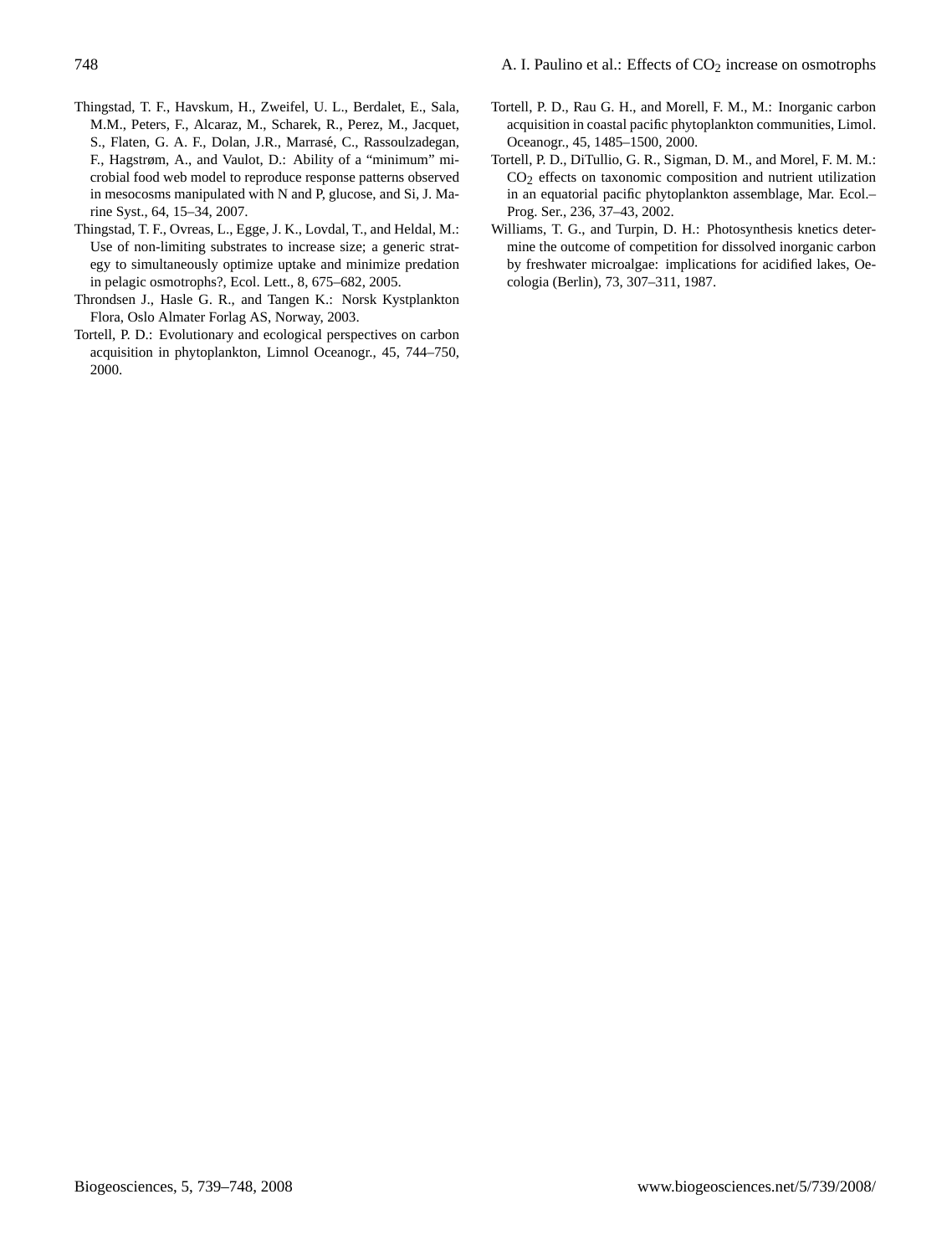Thingstad, T. F., Havskum, H., Zweifel, U. L., Berdalet, E., Sala, M.M., Peters, F., Alcaraz, M., Scharek, R., Perez, M., Jacquet, S., Flaten, G. A. F., Dolan, J.R., Marrasé, C., Rassoulzadegan, F., Hagstrøm, A., and Vaulot, D.: Ability of a "minimum" microbial food web model to reproduce response patterns observed in mesocosms manipulated with N and P, glucose, and Si, J. Marine Syst., 64, 15–34, 2007.

Thingstad, T. F., Ovreas, L., Egge, J. K., Lovdal, T., and Heldal, M.: Use of non-limiting substrates to increase size; a generic strategy to simultaneously optimize uptake and minimize predation in pelagic osmotrophs?, Ecol. Lett., 8, 675–682, 2005.

Throndsen J., Hasle G. R., and Tangen K.: Norsk Kystplankton Flora, Oslo Almater Forlag AS, Norway, 2003.

Tortell, P. D.: Evolutionary and ecological perspectives on carbon acquisition in phytoplankton, Limnol Oceanogr., 45, 744–750, 2000.

Tortell, P. D., Rau G. H., and Morell, F. M., M.: Inorganic carbon acquisition in coastal pacific phytoplankton communities, Limol. Oceanogr., 45, 1485–1500, 2000.

Tortell, P. D., DiTullio, G. R., Sigman, D. M., and Morel, F. M. M.: $CO_2$ effects on taxonomic composition and nutrient utilization in an equatorial pacific phytoplankton assemblage, Mar. Ecol.–Prog. Ser., 236, 37–43, 2002.

Williams, T. G., and Turpin, D. H.: Photosynthesis knetics determine the outcome of competition for dissolved inorganic carbon by freshwater microalgae: implications for acidified lakes, Oecologia (Berlin), 73, 307–311, 1987.